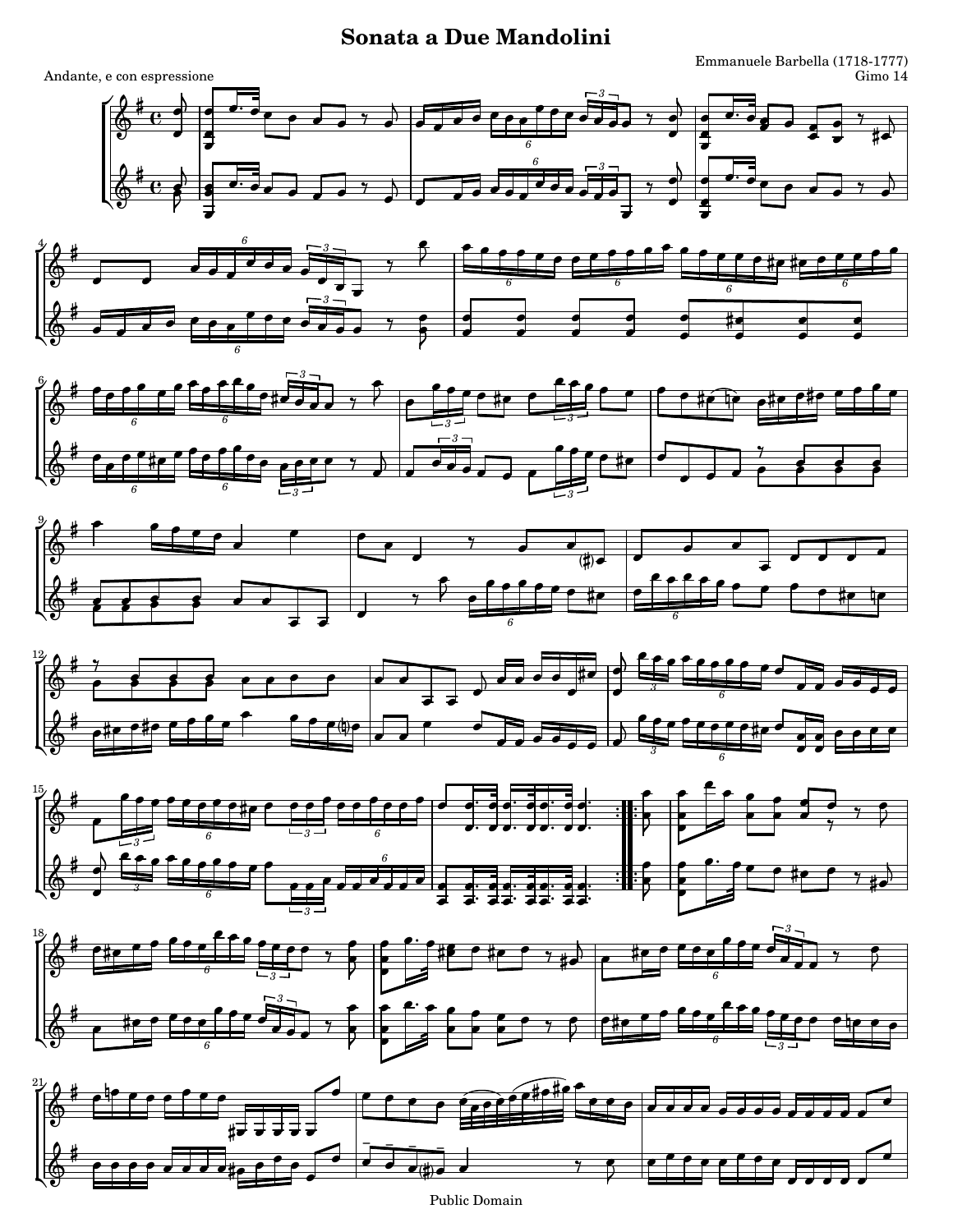# Sonata a Due Mandolini

Emmanuele Barbella (1718-1777)

Gimo 14

Andante, e con espressione

Public Domain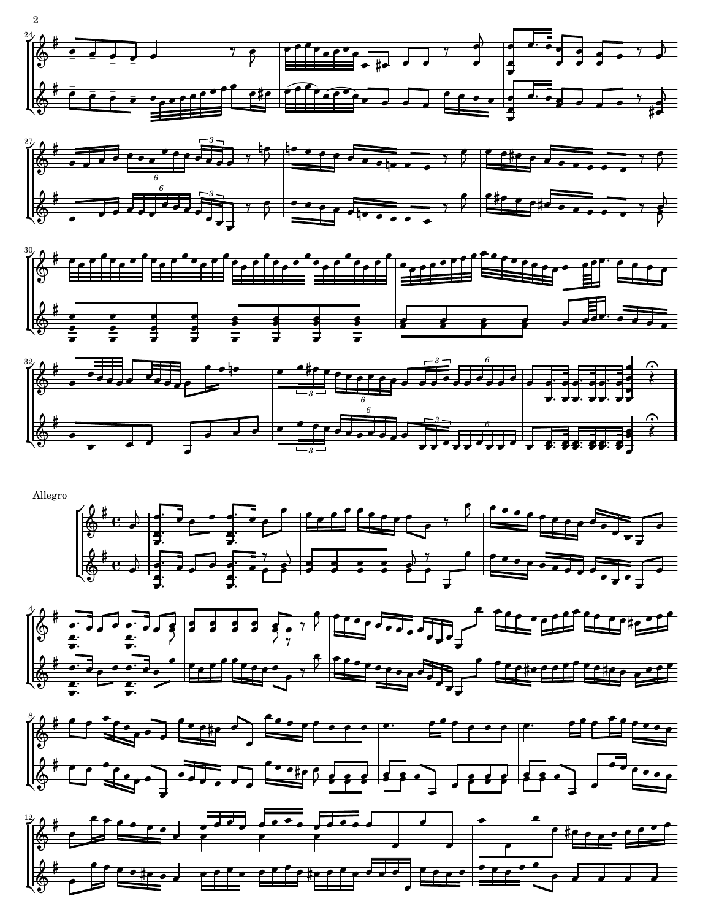Allegro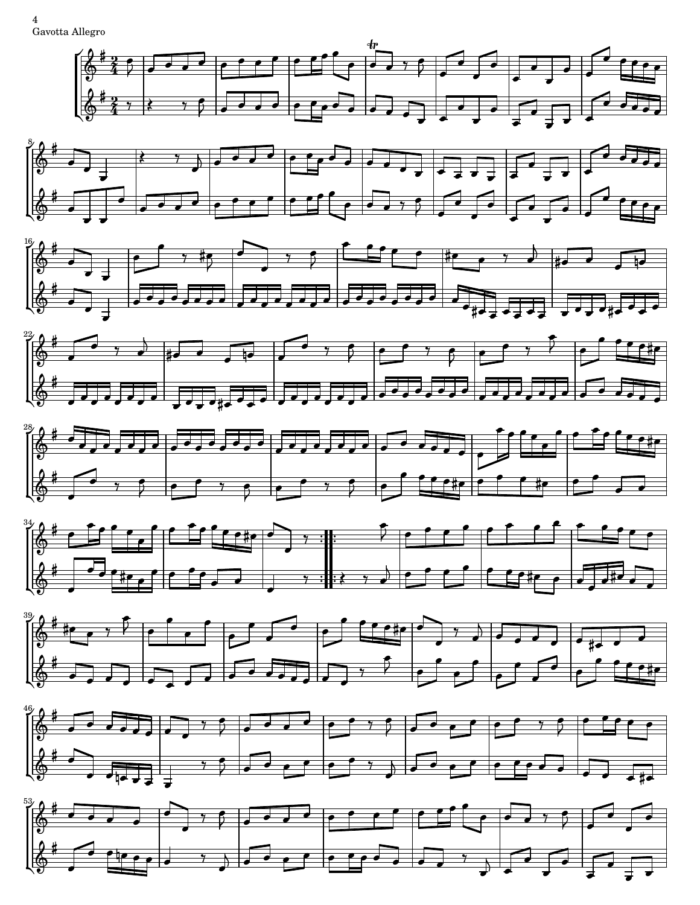Gavotta Allegro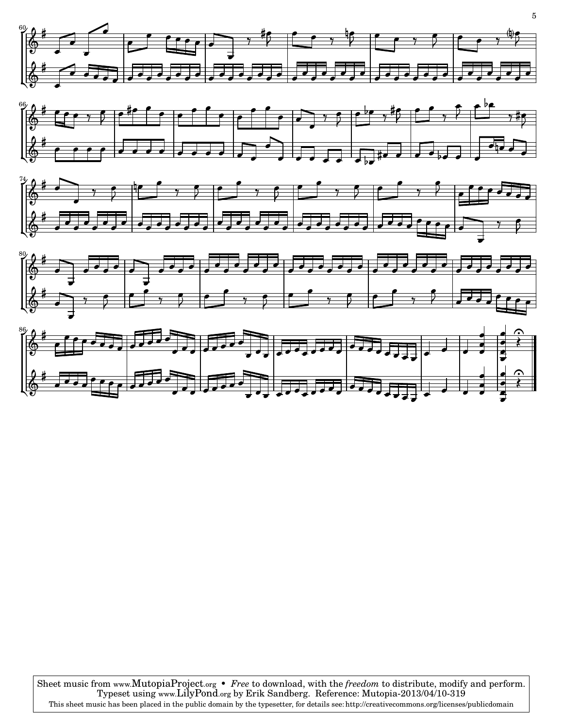Sheet music from www.MutopiaProject.org • *Free* to download, with the *freedom* to distribute, modify and perform. Typeset using www.LilyPond.org by Erik Sandberg. Reference: Mutopia-2013/04/10-319
This sheet music has been placed in the public domain by the typesetter, for details see: http://creativecommons.org/licenses/publicdomain